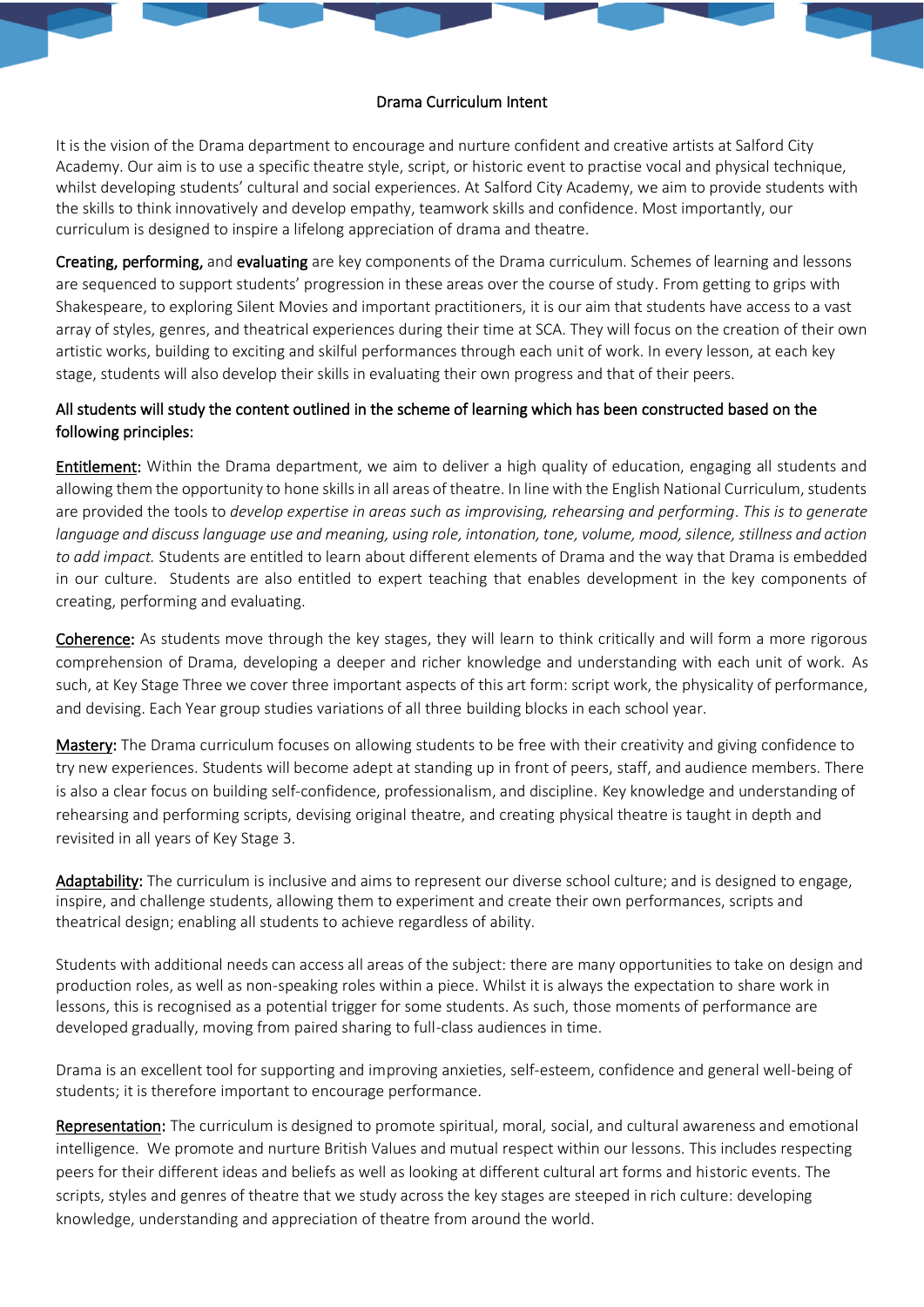# Drama Curriculum Intent

It is the vision of the Drama department to encourage and nurture confident and creative artists at Salford City Academy. Our aim is to use a specific theatre style, script, or historic event to practise vocal and physical technique, whilst developing students' cultural and social experiences. At Salford City Academy, we aim to provide students with the skills to think innovatively and develop empathy, teamwork skills and confidence. Most importantly, our curriculum is designed to inspire a lifelong appreciation of drama and theatre.

**Creating, performing,** and **evaluating** are key components of the Drama curriculum. Schemes of learning and lessons are sequenced to support students' progression in these areas over the course of study. From getting to grips with Shakespeare, to exploring Silent Movies and important practitioners, it is our aim that students have access to a vast array of styles, genres, and theatrical experiences during their time at SCA. They will focus on the creation of their own artistic works, building to exciting and skilful performances through each unit of work. In every lesson, at each key stage, students will also develop their skills in evaluating their own progress and that of their peers.

**All students will study the content outlined in the scheme of learning which has been constructed based on the following principles:**

**Entitlement:** Within the Drama department, we aim to deliver a high quality of education, engaging all students and allowing them the opportunity to hone skills in all areas of theatre. In line with the English National Curriculum, students are provided the tools to *develop expertise in areas such as improvising, rehearsing and performing. This is to generate language and discuss language use and meaning, using role, intonation, tone, volume, mood, silence, stillness and action to add impact.* Students are entitled to learn about different elements of Drama and the way that Drama is embedded in our culture. Students are also entitled to expert teaching that enables development in the key components of creating, performing and evaluating.

**Coherence:** As students move through the key stages, they will learn to think critically and will form a more rigorous comprehension of Drama, developing a deeper and richer knowledge and understanding with each unit of work. As such, at Key Stage Three we cover three important aspects of this art form: script work, the physicality of performance, and devising. Each Year group studies variations of all three building blocks in each school year.

**Mastery:** The Drama curriculum focuses on allowing students to be free with their creativity and giving confidence to try new experiences. Students will become adept at standing up in front of peers, staff, and audience members. There is also a clear focus on building self-confidence, professionalism, and discipline. Key knowledge and understanding of rehearsing and performing scripts, devising original theatre, and creating physical theatre is taught in depth and revisited in all years of Key Stage 3.

**Adaptability:** The curriculum is inclusive and aims to represent our diverse school culture; and is designed to engage, inspire, and challenge students, allowing them to experiment and create their own performances, scripts and theatrical design; enabling all students to achieve regardless of ability.

Students with additional needs can access all areas of the subject: there are many opportunities to take on design and production roles, as well as non-speaking roles within a piece. Whilst it is always the expectation to share work in lessons, this is recognised as a potential trigger for some students. As such, those moments of performance are developed gradually, moving from paired sharing to full-class audiences in time.

Drama is an excellent tool for supporting and improving anxieties, self-esteem, confidence and general well-being of students; it is therefore important to encourage performance.

**Representation:** The curriculum is designed to promote spiritual, moral, social, and cultural awareness and emotional intelligence. We promote and nurture British Values and mutual respect within our lessons. This includes respecting peers for their different ideas and beliefs as well as looking at different cultural art forms and historic events. The scripts, styles and genres of theatre that we study across the key stages are steeped in rich culture: developing knowledge, understanding and appreciation of theatre from around the world.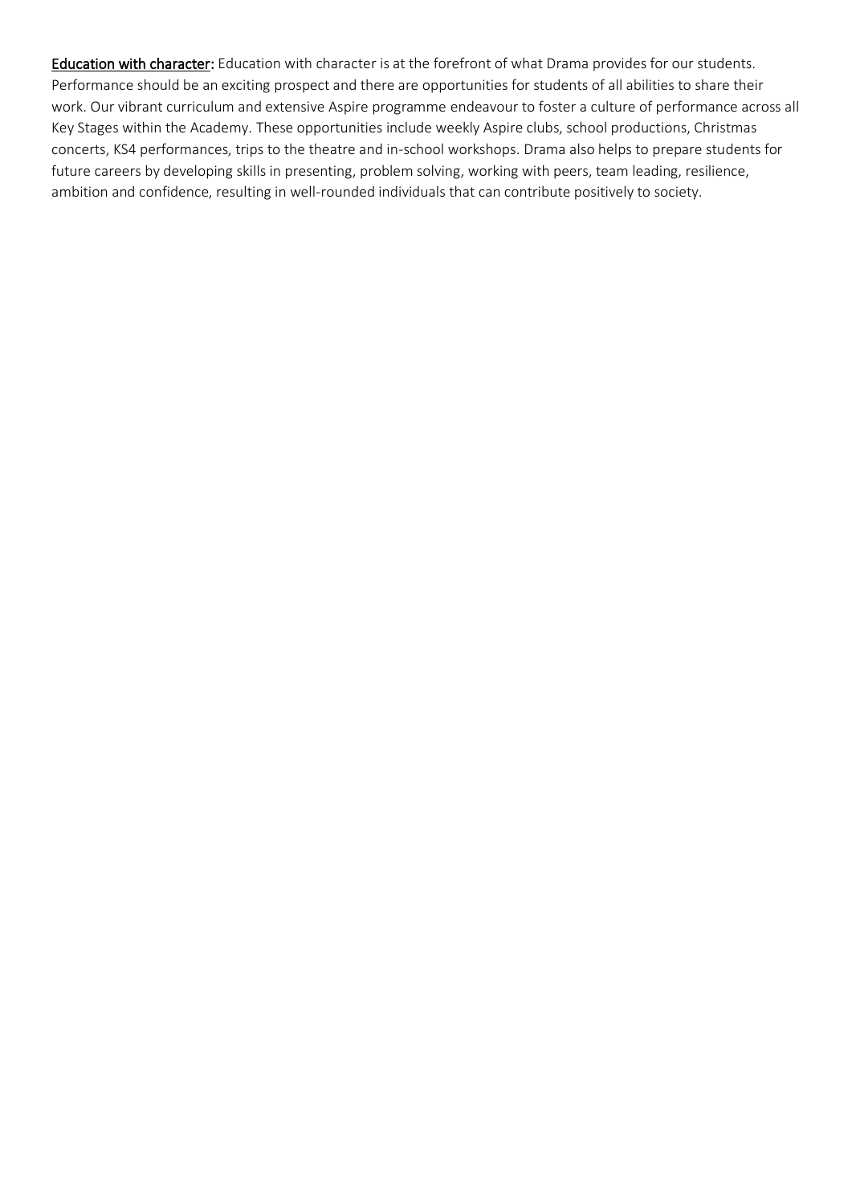**Education with character:** Education with character is at the forefront of what Drama provides for our students. Performance should be an exciting prospect and there are opportunities for students of all abilities to share their work. Our vibrant curriculum and extensive Aspire programme endeavour to foster a culture of performance across all Key Stages within the Academy. These opportunities include weekly Aspire clubs, school productions, Christmas concerts, KS4 performances, trips to the theatre and in-school workshops. Drama also helps to prepare students for future careers by developing skills in presenting, problem solving, working with peers, team leading, resilience, ambition and confidence, resulting in well-rounded individuals that can contribute positively to society.